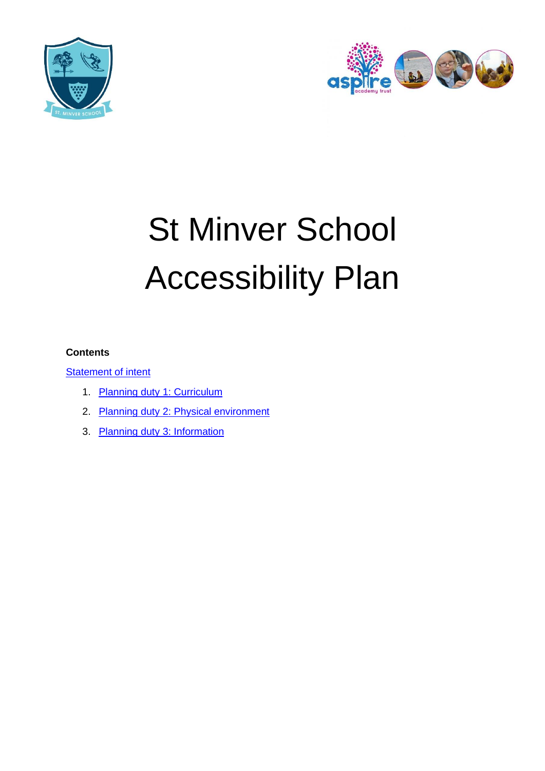# St Minver School Accessibility Plan

**Contents**

Statement of intent

1. Planning duty 1: Curriculum
2. Planning duty 2: Physical environment
3. Planning duty 3: Information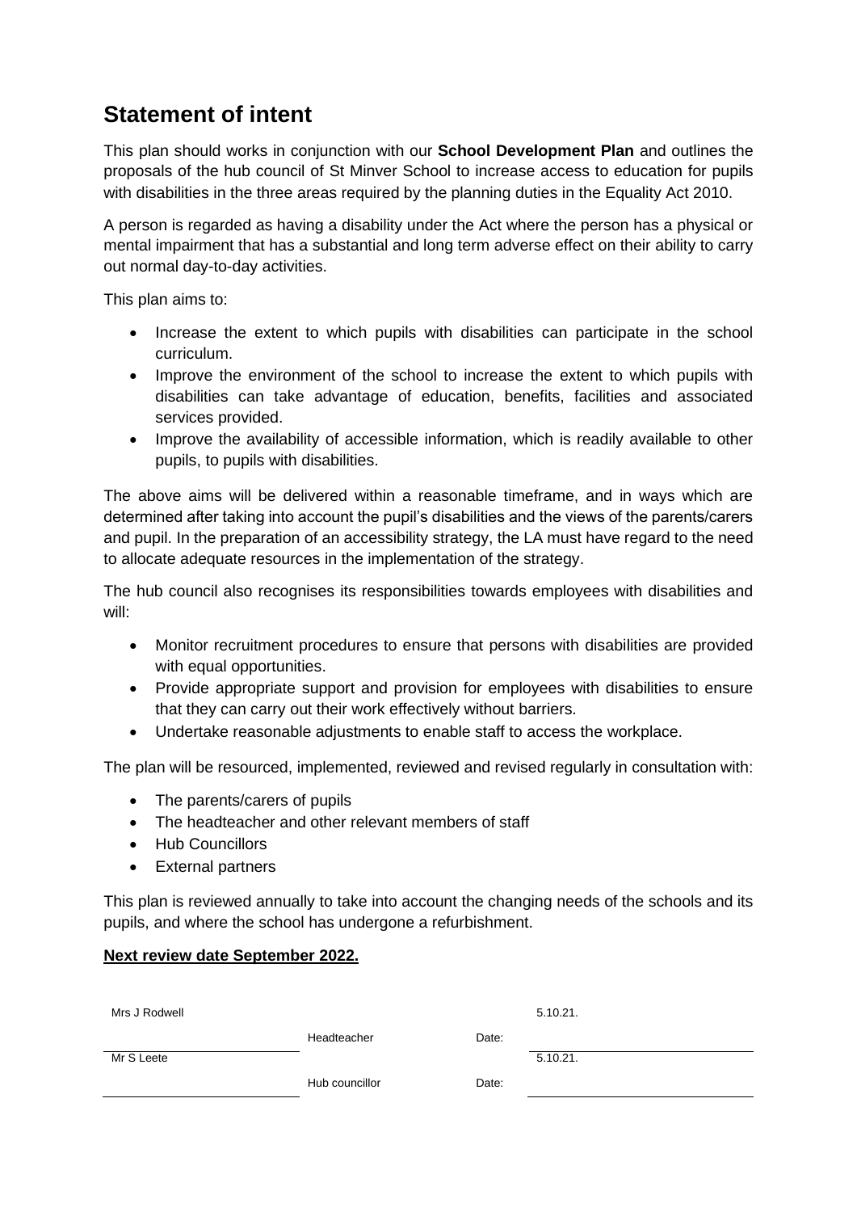## Statement of intent

This plan should works in conjunction with our **School Development Plan** and outlines the proposals of the hub council of St Minver School to increase access to education for pupils with disabilities in the three areas required by the planning duties in the Equality Act 2010.

A person is regarded as having a disability under the Act where the person has a physical or mental impairment that has a substantial and long term adverse effect on their ability to carry out normal day-to-day activities.

This plan aims to:

- Increase the extent to which pupils with disabilities can participate in the school curriculum.
- Improve the environment of the school to increase the extent to which pupils with disabilities can take advantage of education, benefits, facilities and associated services provided.
- Improve the availability of accessible information, which is readily available to other pupils, to pupils with disabilities.

The above aims will be delivered within a reasonable timeframe, and in ways which are determined after taking into account the pupil's disabilities and the views of the parents/carers and pupil. In the preparation of an accessibility strategy, the LA must have regard to the need to allocate adequate resources in the implementation of the strategy.

The hub council also recognises its responsibilities towards employees with disabilities and will:

- Monitor recruitment procedures to ensure that persons with disabilities are provided with equal opportunities.
- Provide appropriate support and provision for employees with disabilities to ensure that they can carry out their work effectively without barriers.
- Undertake reasonable adjustments to enable staff to access the workplace.

The plan will be resourced, implemented, reviewed and revised regularly in consultation with:

- The parents/carers of pupils
- The headteacher and other relevant members of staff
- Hub Councillors
- External partners

This plan is reviewed annually to take into account the changing needs of the schools and its pupils, and where the school has undergone a refurbishment.

**Next review date September 2022.**

| Mrs J Rodwell | Headteacher | Date: | 5.10.21. |
|---|---|---|---|
| Mr S Leete | Hub councillor | Date: | 5.10.21. |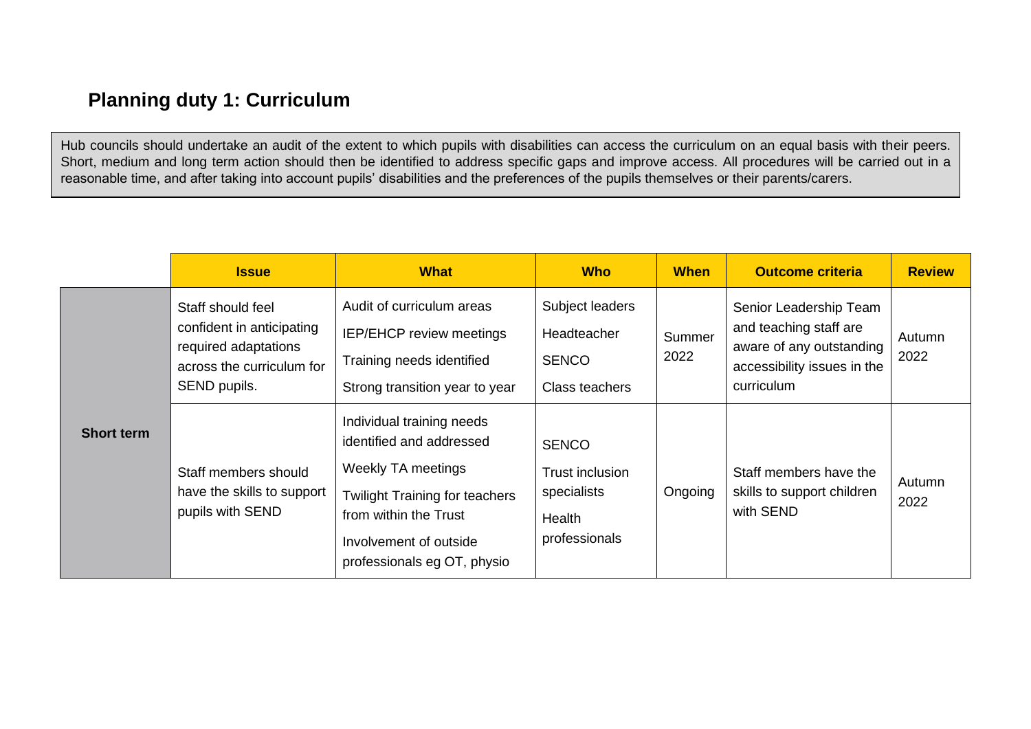## Planning duty 1: Curriculum

Hub councils should undertake an audit of the extent to which pupils with disabilities can access the curriculum on an equal basis with their peers. Short, medium and long term action should then be identified to address specific gaps and improve access. All procedures will be carried out in a reasonable time, and after taking into account pupils' disabilities and the preferences of the pupils themselves or their parents/carers.

| | Issue | What | Who | When | Outcome criteria | Review |
|---|---|---|---|---|---|---|
| **Short term** | Staff should feel confident in anticipating required adaptations across the curriculum for SEND pupils. | Audit of curriculum areas<br>IEP/EHCP review meetings<br>Training needs identified<br>Strong transition year to year | Subject leaders<br>Headteacher<br>SENCO<br>Class teachers | Summer 2022 | Senior Leadership Team and teaching staff are aware of any outstanding accessibility issues in the curriculum | Autumn 2022 |
| | Staff members should have the skills to support pupils with SEND | Individual training needs identified and addressed<br>Weekly TA meetings<br>Twilight Training for teachers from within the Trust<br>Involvement of outside professionals eg OT, physio | SENCO<br>Trust inclusion specialists<br>Health professionals | Ongoing | Staff members have the skills to support children with SEND | Autumn 2022 |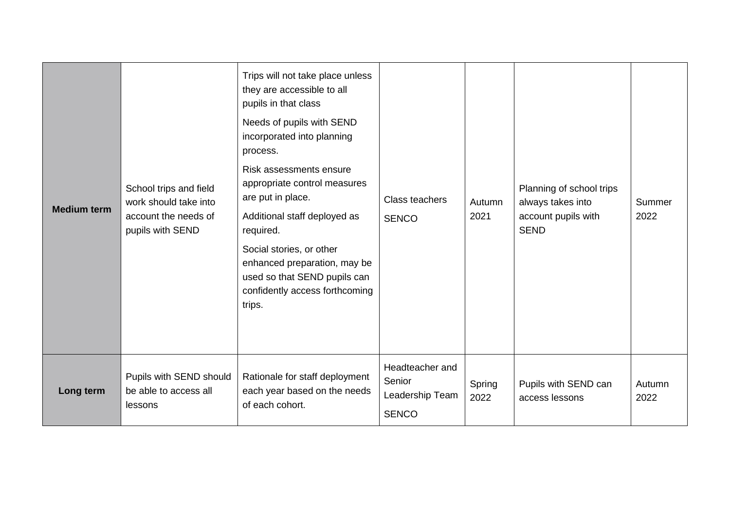| | | | | | | |
|---|---|---|---|---|---|---|
| **Medium term** | School trips and field work should take into account the needs of pupils with SEND | Trips will not take place unless they are accessible to all pupils in that class<br>Needs of pupils with SEND incorporated into planning process.<br>Risk assessments ensure appropriate control measures are put in place.<br>Additional staff deployed as required.<br>Social stories, or other enhanced preparation, may be used so that SEND pupils can confidently access forthcoming trips. | Class teachers<br>SENCO | Autumn 2021 | Planning of school trips always takes into account pupils with SEND | Summer 2022 |
| **Long term** | Pupils with SEND should be able to access all lessons | Rationale for staff deployment each year based on the needs of each cohort. | Headteacher and Senior Leadership Team<br>SENCO | Spring 2022 | Pupils with SEND can access lessons | Autumn 2022 |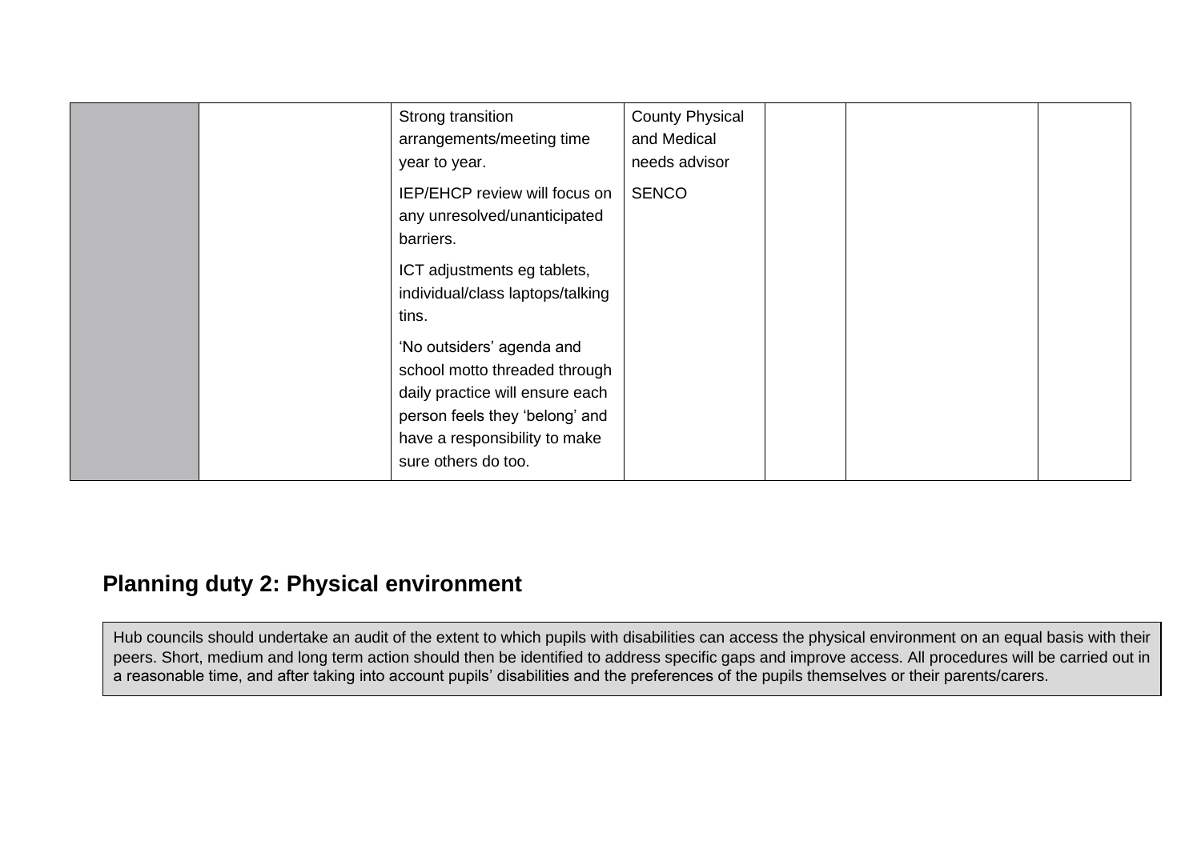| | | | | | | |
|---|---|---|---|---|---|---|
| | | Strong transition arrangements/meeting time year to year.<br><br>IEP/EHCP review will focus on any unresolved/unanticipated barriers.<br><br>ICT adjustments eg tablets, individual/class laptops/talking tins.<br><br>'No outsiders' agenda and school motto threaded through daily practice will ensure each person feels they 'belong' and have a responsibility to make sure others do too. | County Physical and Medical needs advisor<br><br>SENCO | | | |

## Planning duty 2: Physical environment

Hub councils should undertake an audit of the extent to which pupils with disabilities can access the physical environment on an equal basis with their peers. Short, medium and long term action should then be identified to address specific gaps and improve access. All procedures will be carried out in a reasonable time, and after taking into account pupils' disabilities and the preferences of the pupils themselves or their parents/carers.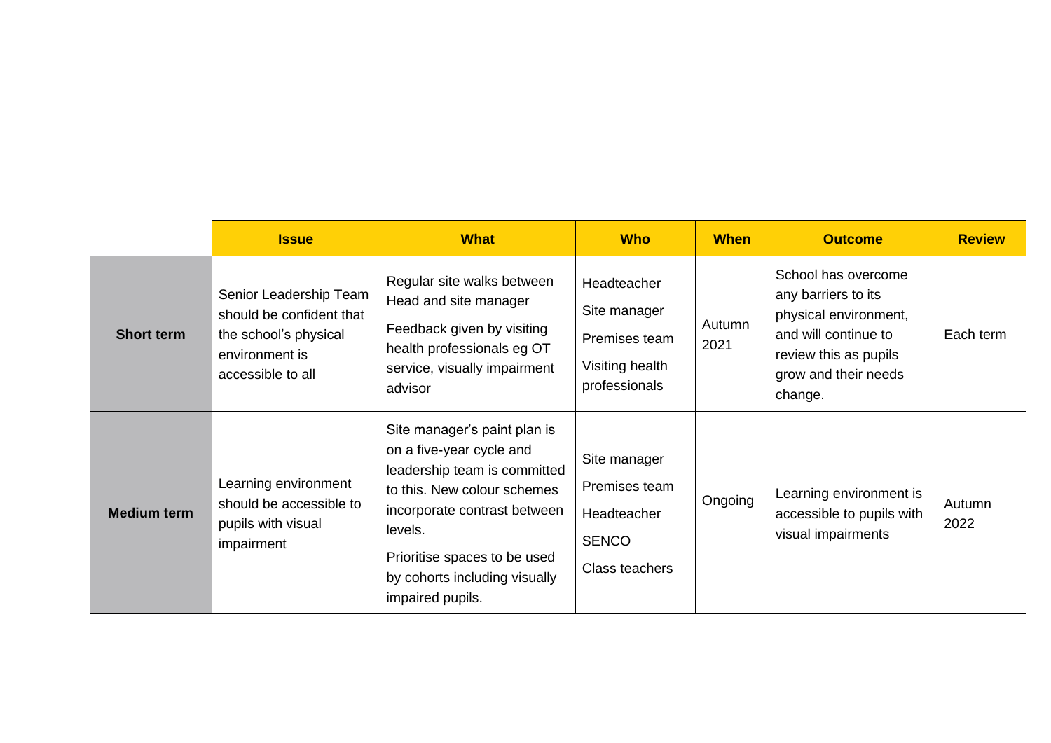| | Issue | What | Who | When | Outcome | Review |
|---|---|---|---|---|---|---|
| **Short term** | Senior Leadership Team should be confident that the school's physical environment is accessible to all | Regular site walks between Head and site manager<br><br>Feedback given by visiting health professionals eg OT service, visually impairment advisor | Headteacher<br><br>Site manager<br><br>Premises team<br><br>Visiting health professionals | Autumn 2021 | School has overcome any barriers to its physical environment, and will continue to review this as pupils grow and their needs change. | Each term |
| **Medium term** | Learning environment should be accessible to pupils with visual impairment | Site manager's paint plan is on a five-year cycle and leadership team is committed to this. New colour schemes incorporate contrast between levels.<br><br>Prioritise spaces to be used by cohorts including visually impaired pupils. | Site manager<br><br>Premises team<br><br>Headteacher<br><br>SENCO<br><br>Class teachers | Ongoing | Learning environment is accessible to pupils with visual impairments | Autumn 2022 |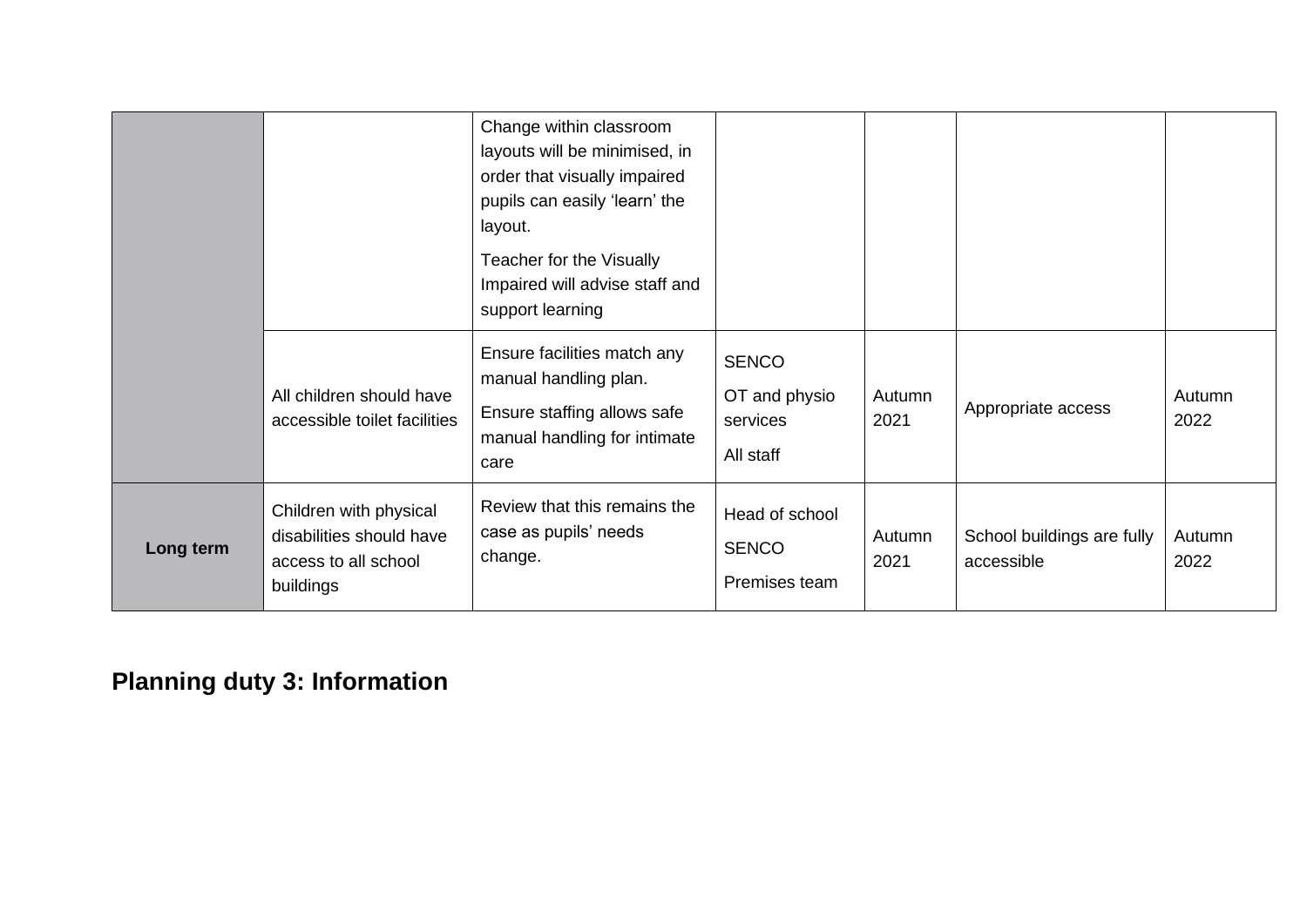| | | | | | | |
|---|---|---|---|---|---|---|
| | | Change within classroom layouts will be minimised, in order that visually impaired pupils can easily 'learn' the layout.<br><br>Teacher for the Visually Impaired will advise staff and support learning | | | | |
| | All children should have accessible toilet facilities | Ensure facilities match any manual handling plan.<br><br>Ensure staffing allows safe manual handling for intimate care | SENCO<br><br>OT and physio services<br><br>All staff | Autumn 2021 | Appropriate access | Autumn 2022 |
| **Long term** | Children with physical disabilities should have access to all school buildings | Review that this remains the case as pupils' needs change. | Head of school<br><br>SENCO<br><br>Premises team | Autumn 2021 | School buildings are fully accessible | Autumn 2022 |

## Planning duty 3: Information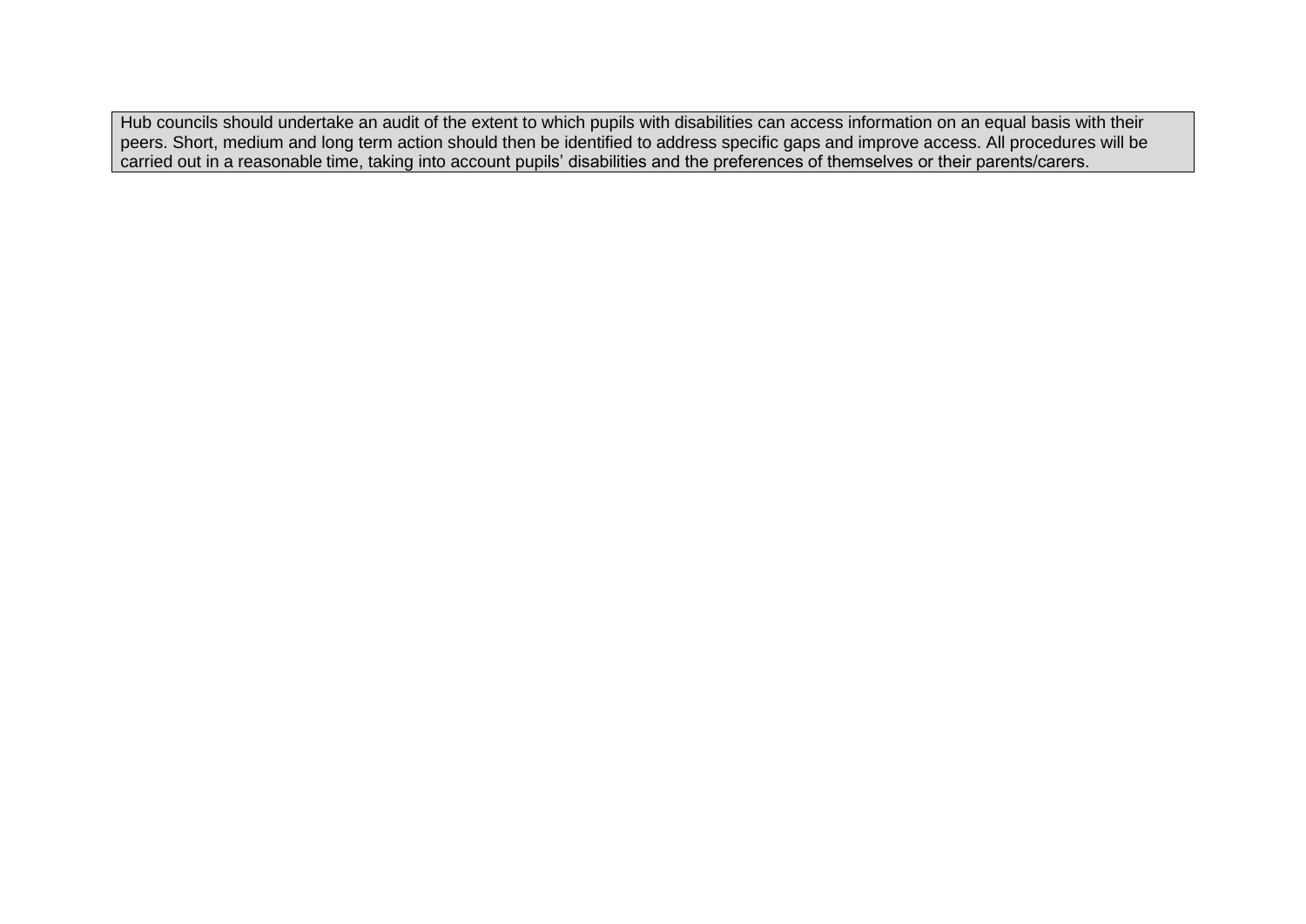Hub councils should undertake an audit of the extent to which pupils with disabilities can access information on an equal basis with their peers. Short, medium and long term action should then be identified to address specific gaps and improve access. All procedures will be carried out in a reasonable time, taking into account pupils' disabilities and the preferences of themselves or their parents/carers.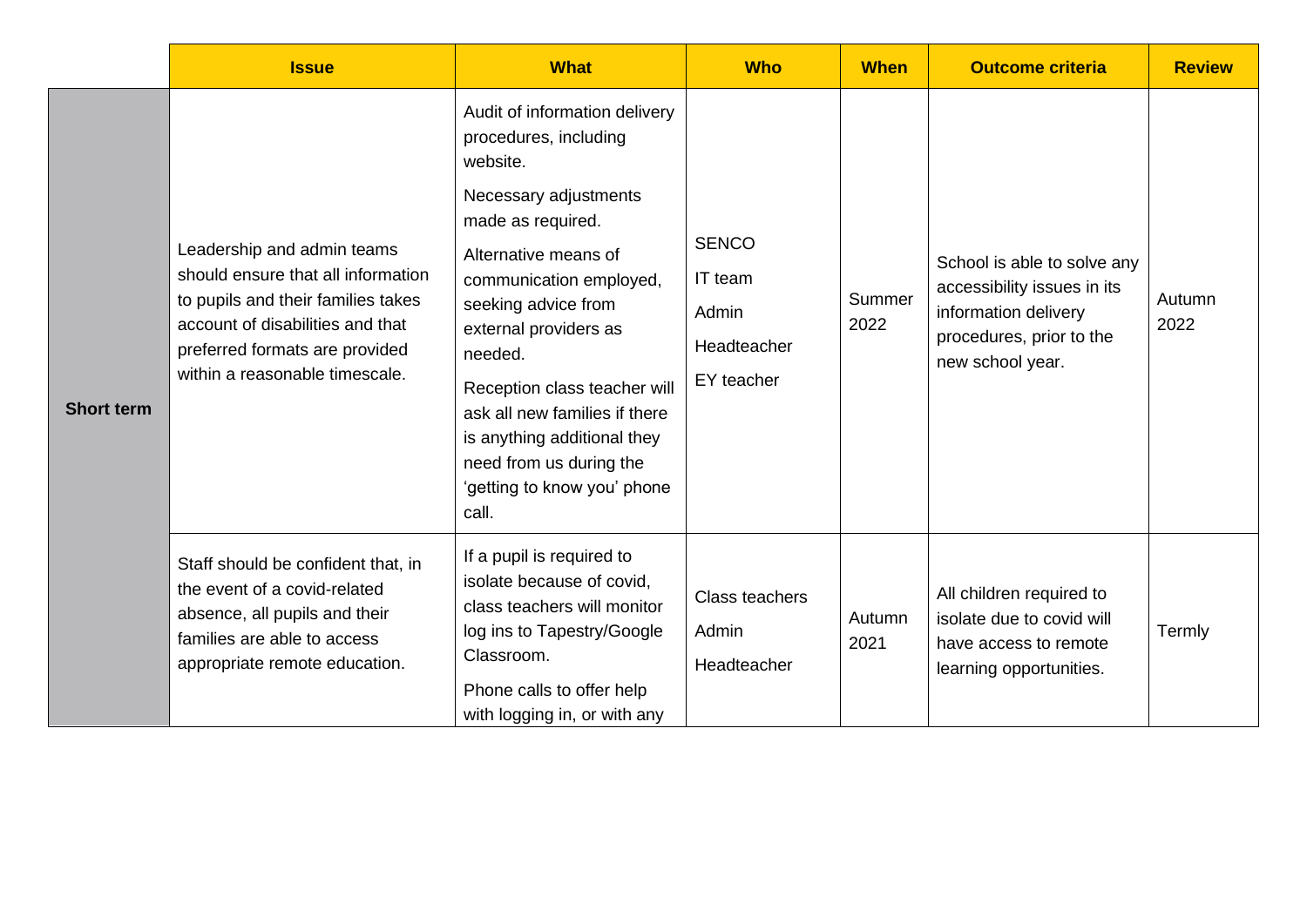| | Issue | What | Who | When | Outcome criteria | Review |
|---|---|---|---|---|---|---|
| **Short term** | Leadership and admin teams should ensure that all information to pupils and their families takes account of disabilities and that preferred formats are provided within a reasonable timescale. | Audit of information delivery procedures, including website.<br><br>Necessary adjustments made as required.<br><br>Alternative means of communication employed, seeking advice from external providers as needed.<br><br>Reception class teacher will ask all new families if there is anything additional they need from us during the 'getting to know you' phone call. | SENCO<br><br>IT team<br><br>Admin<br><br>Headteacher<br><br>EY teacher | Summer 2022 | School is able to solve any accessibility issues in its information delivery procedures, prior to the new school year. | Autumn 2022 |
| | Staff should be confident that, in the event of a covid-related absence, all pupils and their families are able to access appropriate remote education. | If a pupil is required to isolate because of covid, class teachers will monitor log ins to Tapestry/Google Classroom.<br><br>Phone calls to offer help with logging in, or with any | Class teachers<br><br>Admin<br><br>Headteacher | Autumn 2021 | All children required to isolate due to covid will have access to remote learning opportunities. | Termly |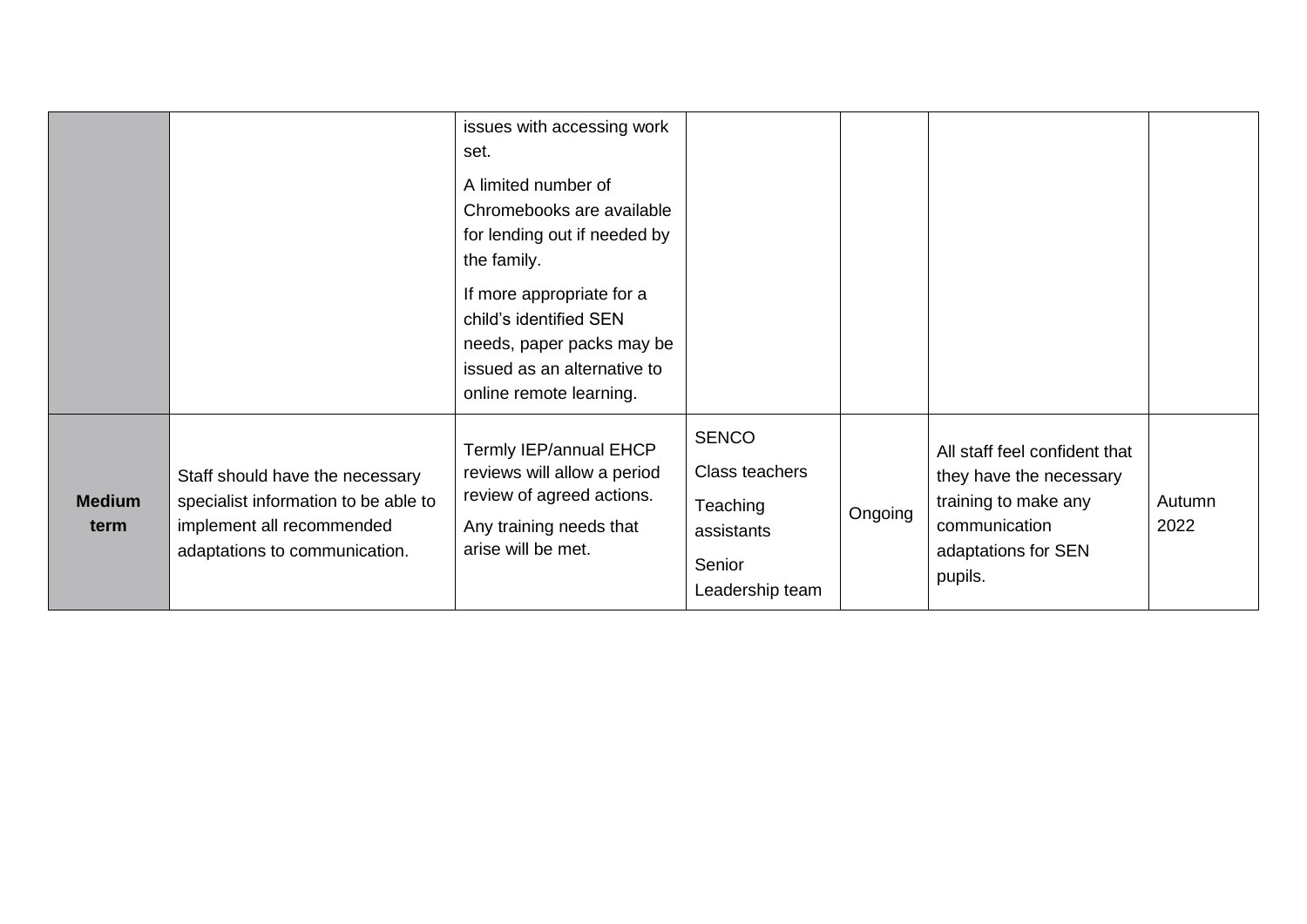| | | | | | | |
|---|---|---|---|---|---|---|
| | | issues with accessing work set.<br><br>A limited number of Chromebooks are available for lending out if needed by the family.<br><br>If more appropriate for a child's identified SEN needs, paper packs may be issued as an alternative to online remote learning. | | | | |
| **Medium term** | Staff should have the necessary specialist information to be able to implement all recommended adaptations to communication. | Termly IEP/annual EHCP reviews will allow a period review of agreed actions.<br><br>Any training needs that arise will be met. | SENCO<br><br>Class teachers<br><br>Teaching assistants<br><br>Senior Leadership team | Ongoing | All staff feel confident that they have the necessary training to make any communication adaptations for SEN pupils. | Autumn 2022 |